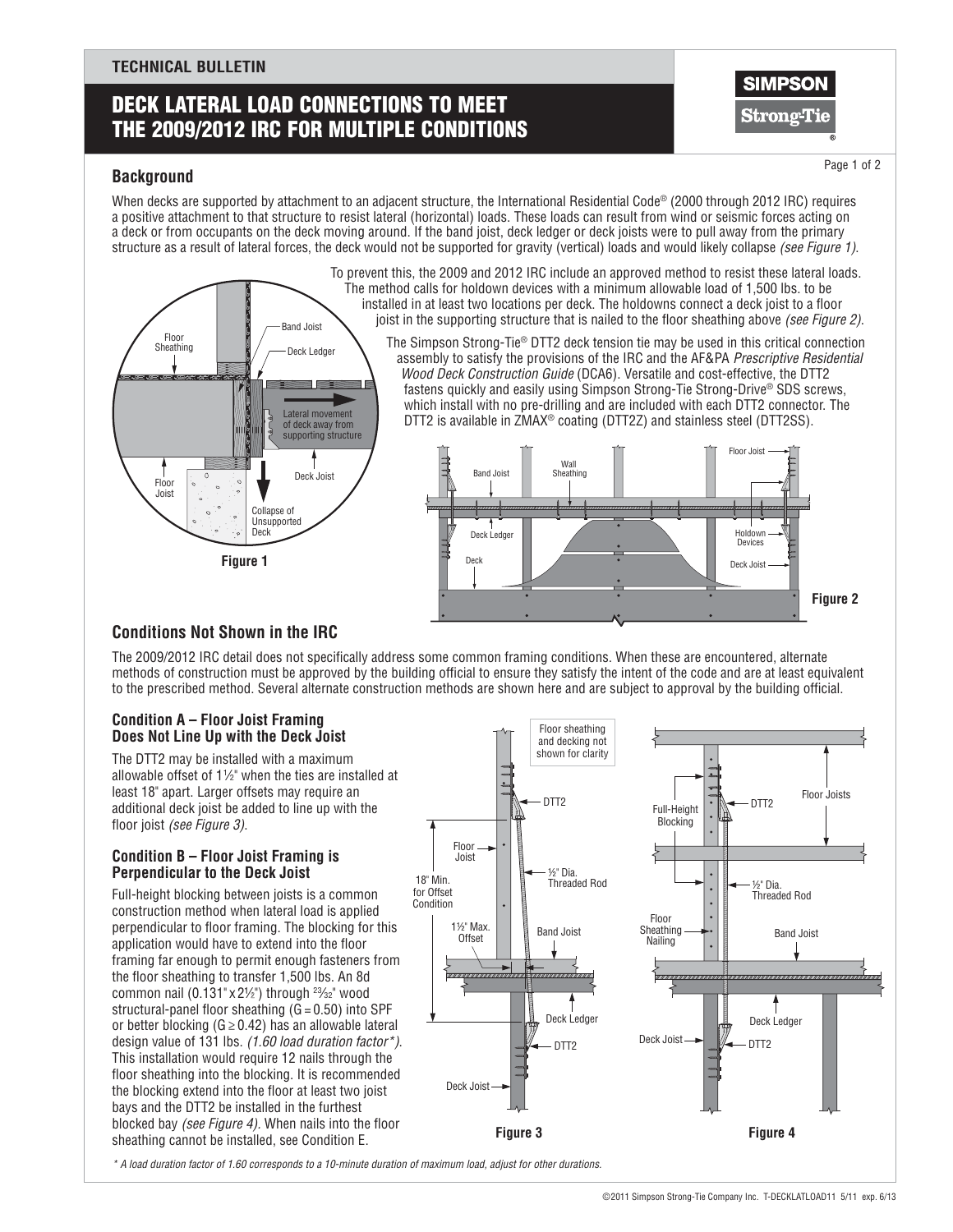**TECHNICAL BULLETIN**

# DECK LATERAL LOAD CONNECTIONS TO MEET THE 2009/2012 IRC FOR MULTIPLE CONDITIONS

## Background

When decks are supported by attachment to an adjacent structure, the International Residential Code® (2000 through 2012 IRC) requires a positive attachment to that structure to resist lateral (horizontal) loads. These loads can result from wind or seismic forces acting on a deck or from occupants on the deck moving around. If the band joist, deck ledger or deck joists were to pull away from the primary structure as a result of lateral forces, the deck would not be supported for gravity (vertical) loads and would likely collapse *(see Figure 1).*

To prevent this, the 2009 and 2012 IRC include an approved method to resist these lateral loads. The method calls for holdown devices with a minimum allowable load of 1,500 lbs. to be installed in at least two locations per deck. The holdowns connect a deck joist to a floor joist in the supporting structure that is nailed to the floor sheathing above *(see Figure 2).*

The Simpson Strong-Tie® DTT2 deck tension tie may be used in this critical connection assembly to satisfy the provisions of the IRC and the AF&PA *Prescriptive Residential Wood Deck Construction Guide* (DCA6). Versatile and cost-effective, the DTT2 fastens quickly and easily using Simpson Strong-Tie Strong-Drive® SDS screws, which install with no pre-drilling and are included with each DTT2 connector. The DTT2 is available in ZMAX® coating (DTT2Z) and stainless steel (DTT2SS).

Figure 1

Figure 2

## Conditions Not Shown in the IRC

The 2009/2012 IRC detail does not specifically address some common framing conditions. When these are encountered, alternate methods of construction must be approved by the building official to ensure they satisfy the intent of the code and are at least equivalent to the prescribed method. Several alternate construction methods are shown here and are subject to approval by the building official.

### Condition A – Floor Joist Framing Does Not Line Up with the Deck Joist

The DTT2 may be installed with a maximum allowable offset of 1½" when the ties are installed at least 18" apart. Larger offsets may require an additional deck joist be added to line up with the floor joist *(see Figure 3).*

### Condition B – Floor Joist Framing is Perpendicular to the Deck Joist

Full-height blocking between joists is a common construction method when lateral load is applied perpendicular to floor framing. The blocking for this application would have to extend into the floor framing far enough to permit enough fasteners from the floor sheathing to transfer 1,500 lbs. An 8d common nail (0.131" x 2½") through 23⁄32" wood structural-panel floor sheathing (G = 0.50) into SPF or better blocking (G ≥ 0.42) has an allowable lateral design value of 131 lbs. *(1.60 load duration factor\*).* This installation would require 12 nails through the floor sheathing into the blocking. It is recommended the blocking extend into the floor at least two joist bays and the DTT2 be installed in the furthest blocked bay *(see Figure 4).* When nails into the floor sheathing cannot be installed, see Condition E.

Figure 3

Figure 4

*\* A load duration factor of 1.60 corresponds to a 10-minute duration of maximum load, adjust for other durations.*

©2011 Simpson Strong-Tie Company Inc. T-DECKLATLOAD11 5/11 exp. 6/13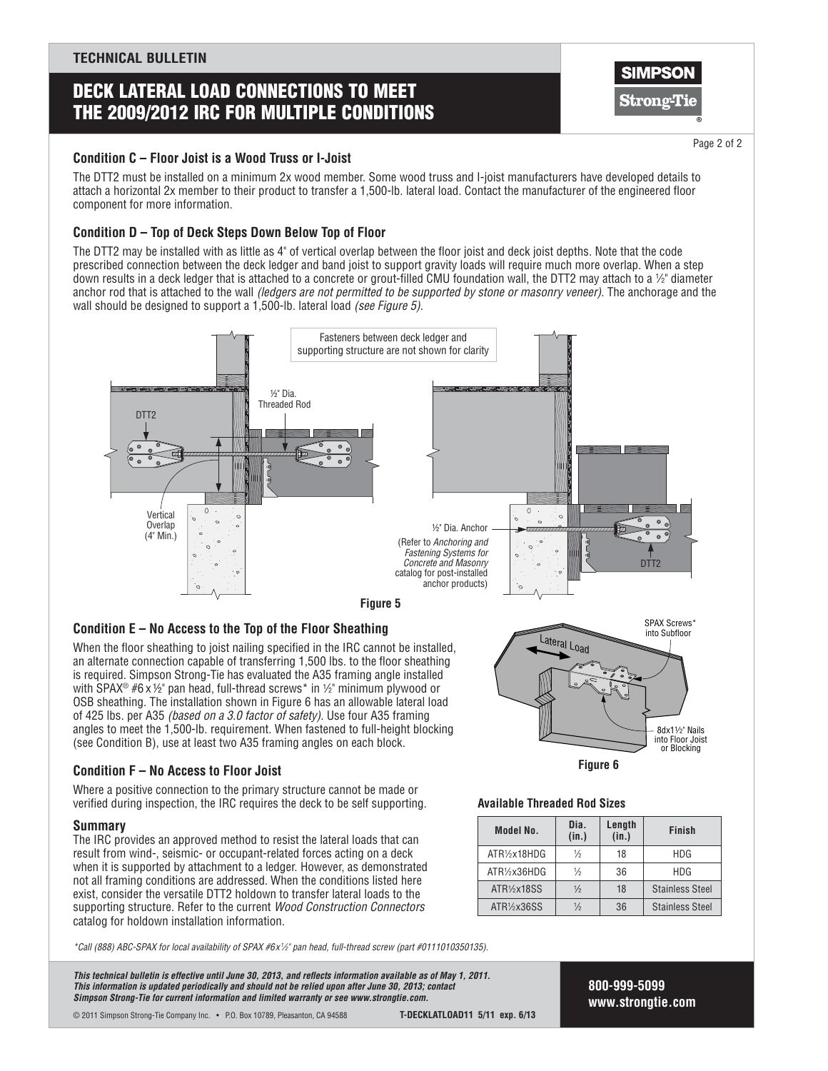# DECK LATERAL LOAD CONNECTIONS TO MEET THE 2009/2012 IRC FOR MULTIPLE CONDITIONS

### Condition C – Floor Joist is a Wood Truss or I-Joist

The DTT2 must be installed on a minimum 2x wood member. Some wood truss and I-joist manufacturers have developed details to attach a horizontal 2x member to their product to transfer a 1,500-lb. lateral load. Contact the manufacturer of the engineered floor component for more information.

### Condition D – Top of Deck Steps Down Below Top of Floor

The DTT2 may be installed with as little as 4" of vertical overlap between the floor joist and deck joist depths. Note that the code prescribed connection between the deck ledger and band joist to support gravity loads will require much more overlap. When a step down results in a deck ledger that is attached to a concrete or grout-filled CMU foundation wall, the DTT2 may attach to a ½" diameter anchor rod that is attached to the wall *(ledgers are not permitted to be supported by stone or masonry veneer)*. The anchorage and the wall should be designed to support a 1,500-lb. lateral load *(see Figure 5)*.

Fasteners between deck ledger and supporting structure are not shown for clarity

DTT2

½" Dia. Threaded Rod

Vertical Overlap (4" Min.)

½" Dia. Anchor

(Refer to *Anchoring and Fastening Systems for Concrete and Masonry* catalog for post-installed anchor products)

DTT2

**Figure 5**

### Condition E – No Access to the Top of the Floor Sheathing

When the floor sheathing to joist nailing specified in the IRC cannot be installed, an alternate connection capable of transferring 1,500 lbs. to the floor sheathing is required. Simpson Strong-Tie has evaluated the A35 framing angle installed with SPAX® #6 x ½" pan head, full-thread screws* in ½" minimum plywood or OSB sheathing. The installation shown in Figure 6 has an allowable lateral load of 425 lbs. per A35 *(based on a 3.0 factor of safety)*. Use four A35 framing angles to meet the 1,500-lb. requirement. When fastened to full-height blocking (see Condition B), use at least two A35 framing angles on each block.

Lateral Load

SPAX Screws* into Subfloor

8dx1½" Nails into Floor Joist or Blocking

**Figure 6**

### Condition F – No Access to Floor Joist

Where a positive connection to the primary structure cannot be made or verified during inspection, the IRC requires the deck to be self supporting.

### Summary

The IRC provides an approved method to resist the lateral loads that can result from wind-, seismic- or occupant-related forces acting on a deck when it is supported by attachment to a ledger. However, as demonstrated not all framing conditions are addressed. When the conditions listed here exist, consider the versatile DTT2 holdown to transfer lateral loads to the supporting structure. Refer to the current *Wood Construction Connectors* catalog for holdown installation information.

**Available Threaded Rod Sizes**

| Model No. | Dia. (in.) | Length (in.) | Finish |
|---|---|---|---|
| ATR½x18HDG | ½ | 18 | HDG |
| ATR½x36HDG | ½ | 36 | HDG |
| ATR½x18SS | ½ | 18 | Stainless Steel |
| ATR½x36SS | ½ | 36 | Stainless Steel |

*Call (888) ABC-SPAX for local availability of SPAX #6x½" pan head, full-thread screw (part #0111010350135).

***This technical bulletin is effective until June 30, 2013, and reflects information available as of May 1, 2011. This information is updated periodically and should not be relied upon after June 30, 2013; contact Simpson Strong-Tie for current information and limited warranty or see www.strongtie.com.***

**800-999-5099**
**www.strongtie.com**

© 2011 Simpson Strong-Tie Company Inc. • P.O. Box 10789, Pleasanton, CA 94588 **T-DECKLATLOAD11 5/11 exp. 6/13**